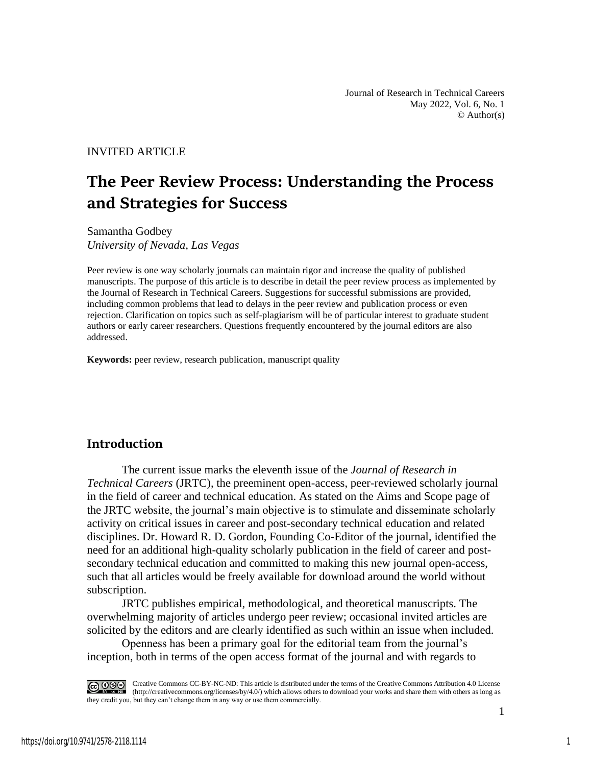INVITED ARTICLE

# The Peer Review Process: Understanding the Process and Strategies for Success

Samantha Godbey
*University of Nevada, Las Vegas*

Peer review is one way scholarly journals can maintain rigor and increase the quality of published manuscripts. The purpose of this article is to describe in detail the peer review process as implemented by the Journal of Research in Technical Careers. Suggestions for successful submissions are provided, including common problems that lead to delays in the peer review and publication process or even rejection. Clarification on topics such as self-plagiarism will be of particular interest to graduate student authors or early career researchers. Questions frequently encountered by the journal editors are also addressed.

**Keywords:** peer review, research publication, manuscript quality

## Introduction

The current issue marks the eleventh issue of the *Journal of Research in Technical Careers* (JRTC), the preeminent open-access, peer-reviewed scholarly journal in the field of career and technical education. As stated on the Aims and Scope page of the JRTC website, the journal's main objective is to stimulate and disseminate scholarly activity on critical issues in career and post-secondary technical education and related disciplines. Dr. Howard R. D. Gordon, Founding Co-Editor of the journal, identified the need for an additional high-quality scholarly publication in the field of career and post-secondary technical education and committed to making this new journal open-access, such that all articles would be freely available for download around the world without subscription.

JRTC publishes empirical, methodological, and theoretical manuscripts. The overwhelming majority of articles undergo peer review; occasional invited articles are solicited by the editors and are clearly identified as such within an issue when included.

Openness has been a primary goal for the editorial team from the journal's inception, both in terms of the open access format of the journal and with regards to

Creative Commons CC-BY-NC-ND: This article is distributed under the terms of the Creative Commons Attribution 4.0 License (http://creativecommons.org/licenses/by/4.0/) which allows others to download your works and share them with others as long as they credit you, but they can't change them in any way or use them commercially.

https://doi.org/10.9741/2578-2118.1114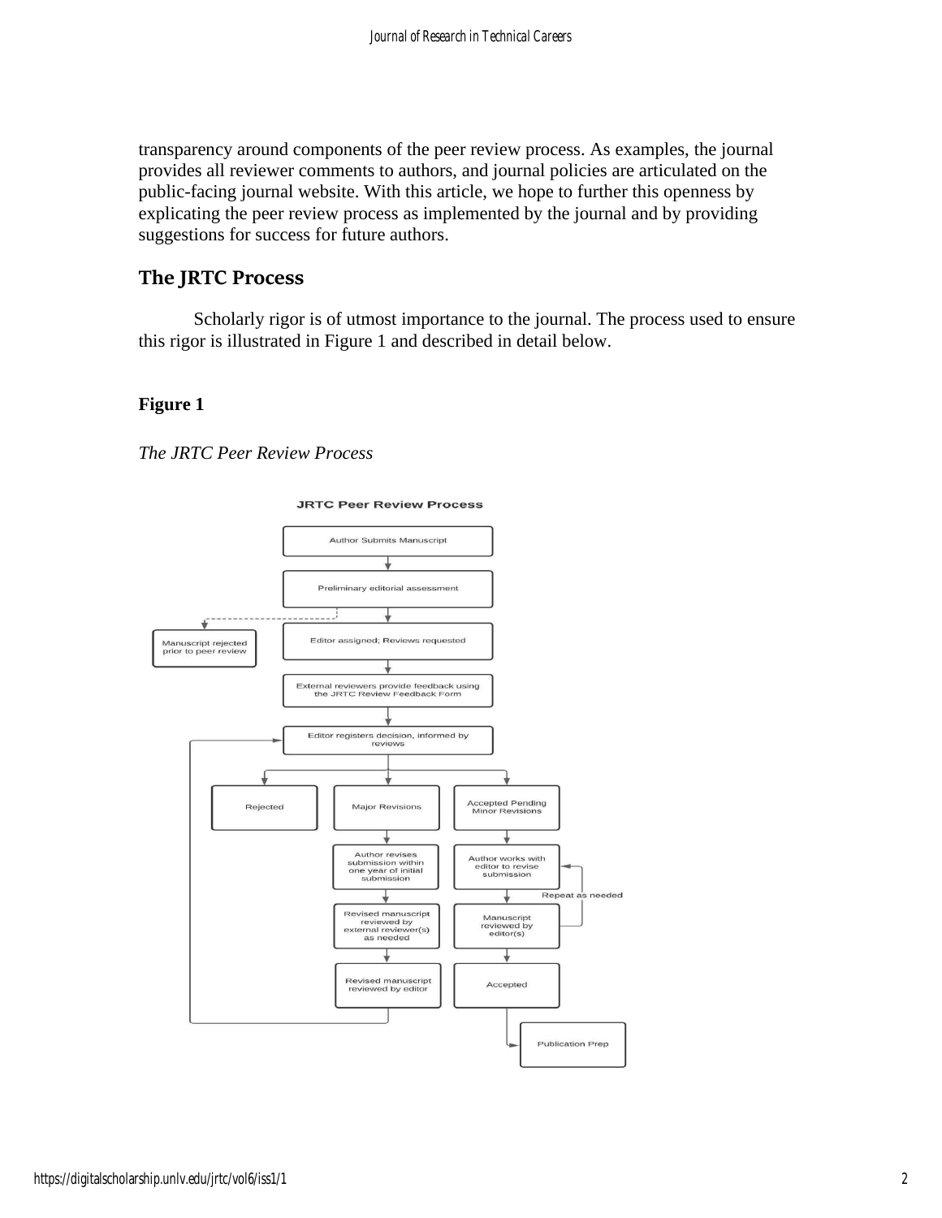transparency around components of the peer review process. As examples, the journal provides all reviewer comments to authors, and journal policies are articulated on the public-facing journal website. With this article, we hope to further this openness by explicating the peer review process as implemented by the journal and by providing suggestions for success for future authors.

## The JRTC Process

Scholarly rigor is of utmost importance to the journal. The process used to ensure this rigor is illustrated in Figure 1 and described in detail below.

**Figure 1**

*The JRTC Peer Review Process*

JRTC Peer Review Process

- Author Submits Manuscript
- Preliminary editorial assessment
- Manuscript rejected prior to peer review
- Editor assigned; Reviews requested
- External reviewers provide feedback using the JRTC Review Feedback Form
- Editor registers decision, informed by reviews
- Rejected
- Major Revisions
- Accepted Pending Minor Revisions
- Author revises submission within one year of initial submission
- Revised manuscript reviewed by external reviewer(s) as needed
- Revised manuscript reviewed by editor
- Author works with editor to revise submission
- Manuscript reviewed by editor(s)
- Repeat as needed
- Accepted
- Publication Prep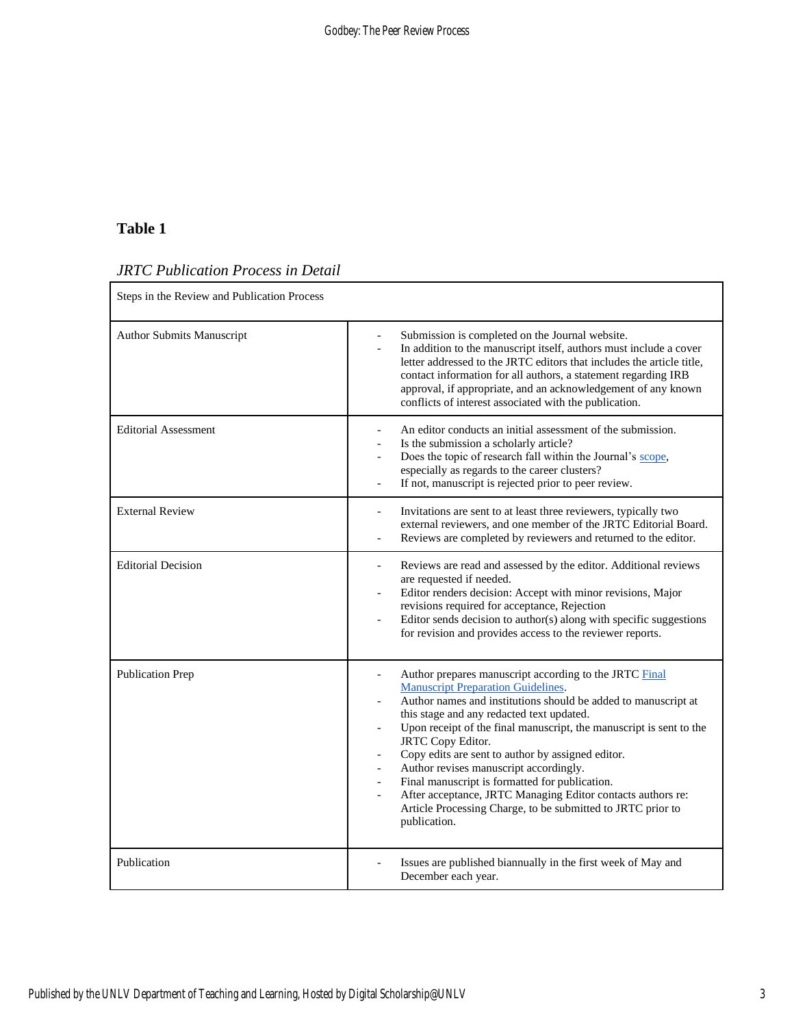**Table 1**

*JRTC Publication Process in Detail*

| Steps in the Review and Publication Process | |
|---|---|
| Author Submits Manuscript | - Submission is completed on the Journal website.<br>- In addition to the manuscript itself, authors must include a cover letter addressed to the JRTC editors that includes the article title, contact information for all authors, a statement regarding IRB approval, if appropriate, and an acknowledgement of any known conflicts of interest associated with the publication. |
| Editorial Assessment | - An editor conducts an initial assessment of the submission.<br>- Is the submission a scholarly article?<br>- Does the topic of research fall within the Journal's scope, especially as regards to the career clusters?<br>- If not, manuscript is rejected prior to peer review. |
| External Review | - Invitations are sent to at least three reviewers, typically two external reviewers, and one member of the JRTC Editorial Board.<br>- Reviews are completed by reviewers and returned to the editor. |
| Editorial Decision | - Reviews are read and assessed by the editor. Additional reviews are requested if needed.<br>- Editor renders decision: Accept with minor revisions, Major revisions required for acceptance, Rejection<br>- Editor sends decision to author(s) along with specific suggestions for revision and provides access to the reviewer reports. |
| Publication Prep | - Author prepares manuscript according to the JRTC Final Manuscript Preparation Guidelines.<br>- Author names and institutions should be added to manuscript at this stage and any redacted text updated.<br>- Upon receipt of the final manuscript, the manuscript is sent to the JRTC Copy Editor.<br>- Copy edits are sent to author by assigned editor.<br>- Author revises manuscript accordingly.<br>- Final manuscript is formatted for publication.<br>- After acceptance, JRTC Managing Editor contacts authors re: Article Processing Charge, to be submitted to JRTC prior to publication. |
| Publication | - Issues are published biannually in the first week of May and December each year. |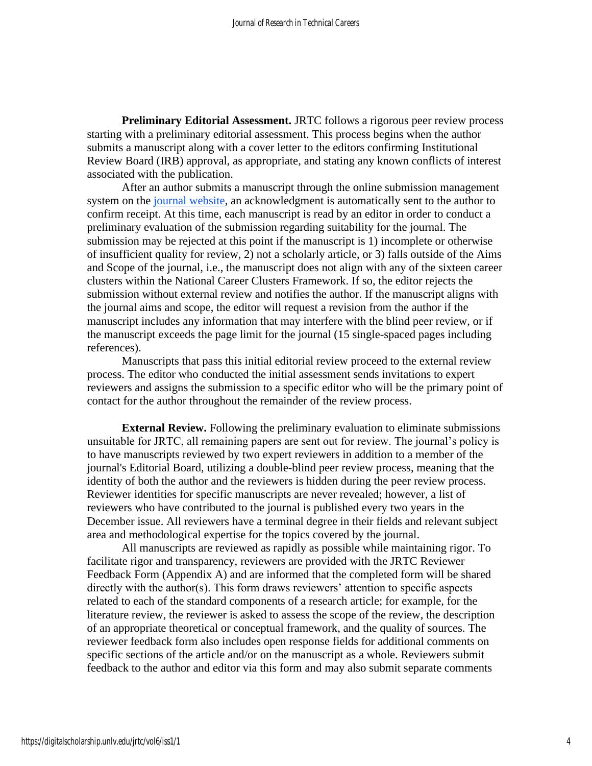**Preliminary Editorial Assessment.** JRTC follows a rigorous peer review process starting with a preliminary editorial assessment. This process begins when the author submits a manuscript along with a cover letter to the editors confirming Institutional Review Board (IRB) approval, as appropriate, and stating any known conflicts of interest associated with the publication.

After an author submits a manuscript through the online submission management system on the journal website, an acknowledgment is automatically sent to the author to confirm receipt. At this time, each manuscript is read by an editor in order to conduct a preliminary evaluation of the submission regarding suitability for the journal. The submission may be rejected at this point if the manuscript is 1) incomplete or otherwise of insufficient quality for review, 2) not a scholarly article, or 3) falls outside of the Aims and Scope of the journal, i.e., the manuscript does not align with any of the sixteen career clusters within the National Career Clusters Framework. If so, the editor rejects the submission without external review and notifies the author. If the manuscript aligns with the journal aims and scope, the editor will request a revision from the author if the manuscript includes any information that may interfere with the blind peer review, or if the manuscript exceeds the page limit for the journal (15 single-spaced pages including references).

Manuscripts that pass this initial editorial review proceed to the external review process. The editor who conducted the initial assessment sends invitations to expert reviewers and assigns the submission to a specific editor who will be the primary point of contact for the author throughout the remainder of the review process.

**External Review.** Following the preliminary evaluation to eliminate submissions unsuitable for JRTC, all remaining papers are sent out for review. The journal's policy is to have manuscripts reviewed by two expert reviewers in addition to a member of the journal's Editorial Board, utilizing a double-blind peer review process, meaning that the identity of both the author and the reviewers is hidden during the peer review process. Reviewer identities for specific manuscripts are never revealed; however, a list of reviewers who have contributed to the journal is published every two years in the December issue. All reviewers have a terminal degree in their fields and relevant subject area and methodological expertise for the topics covered by the journal.

All manuscripts are reviewed as rapidly as possible while maintaining rigor. To facilitate rigor and transparency, reviewers are provided with the JRTC Reviewer Feedback Form (Appendix A) and are informed that the completed form will be shared directly with the author(s). This form draws reviewers' attention to specific aspects related to each of the standard components of a research article; for example, for the literature review, the reviewer is asked to assess the scope of the review, the description of an appropriate theoretical or conceptual framework, and the quality of sources. The reviewer feedback form also includes open response fields for additional comments on specific sections of the article and/or on the manuscript as a whole. Reviewers submit feedback to the author and editor via this form and may also submit separate comments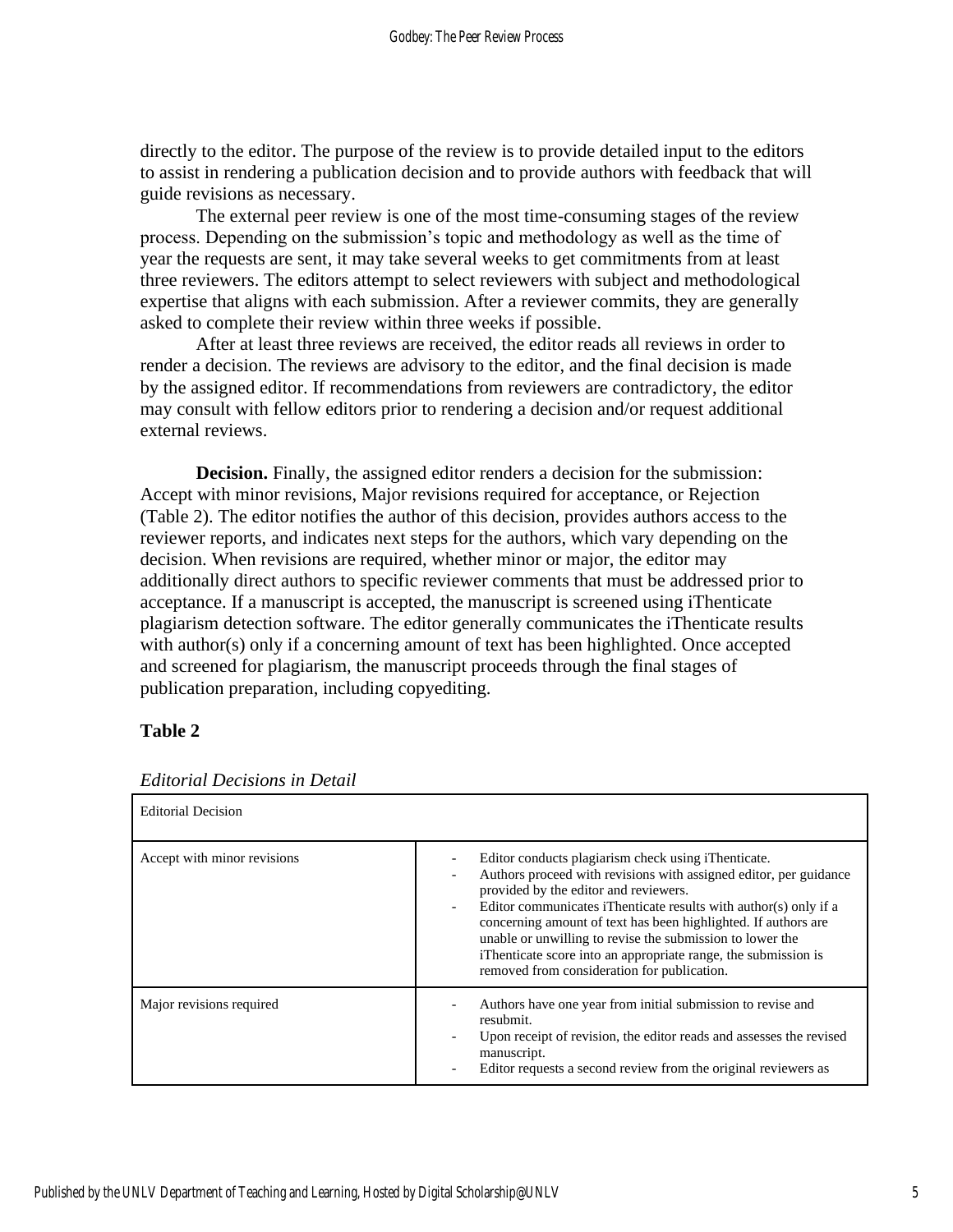directly to the editor. The purpose of the review is to provide detailed input to the editors to assist in rendering a publication decision and to provide authors with feedback that will guide revisions as necessary.

The external peer review is one of the most time-consuming stages of the review process. Depending on the submission's topic and methodology as well as the time of year the requests are sent, it may take several weeks to get commitments from at least three reviewers. The editors attempt to select reviewers with subject and methodological expertise that aligns with each submission. After a reviewer commits, they are generally asked to complete their review within three weeks if possible.

After at least three reviews are received, the editor reads all reviews in order to render a decision. The reviews are advisory to the editor, and the final decision is made by the assigned editor. If recommendations from reviewers are contradictory, the editor may consult with fellow editors prior to rendering a decision and/or request additional external reviews.

**Decision.** Finally, the assigned editor renders a decision for the submission: Accept with minor revisions, Major revisions required for acceptance, or Rejection (Table 2). The editor notifies the author of this decision, provides authors access to the reviewer reports, and indicates next steps for the authors, which vary depending on the decision. When revisions are required, whether minor or major, the editor may additionally direct authors to specific reviewer comments that must be addressed prior to acceptance. If a manuscript is accepted, the manuscript is screened using iThenticate plagiarism detection software. The editor generally communicates the iThenticate results with author(s) only if a concerning amount of text has been highlighted. Once accepted and screened for plagiarism, the manuscript proceeds through the final stages of publication preparation, including copyediting.

**Table 2**

*Editorial Decisions in Detail*

| Editorial Decision | |
|---|---|
| Accept with minor revisions | - Editor conducts plagiarism check using iThenticate.<br>- Authors proceed with revisions with assigned editor, per guidance provided by the editor and reviewers.<br>- Editor communicates iThenticate results with author(s) only if a concerning amount of text has been highlighted. If authors are unable or unwilling to revise the submission to lower the iThenticate score into an appropriate range, the submission is removed from consideration for publication. |
| Major revisions required | - Authors have one year from initial submission to revise and resubmit.<br>- Upon receipt of revision, the editor reads and assesses the revised manuscript.<br>- Editor requests a second review from the original reviewers as |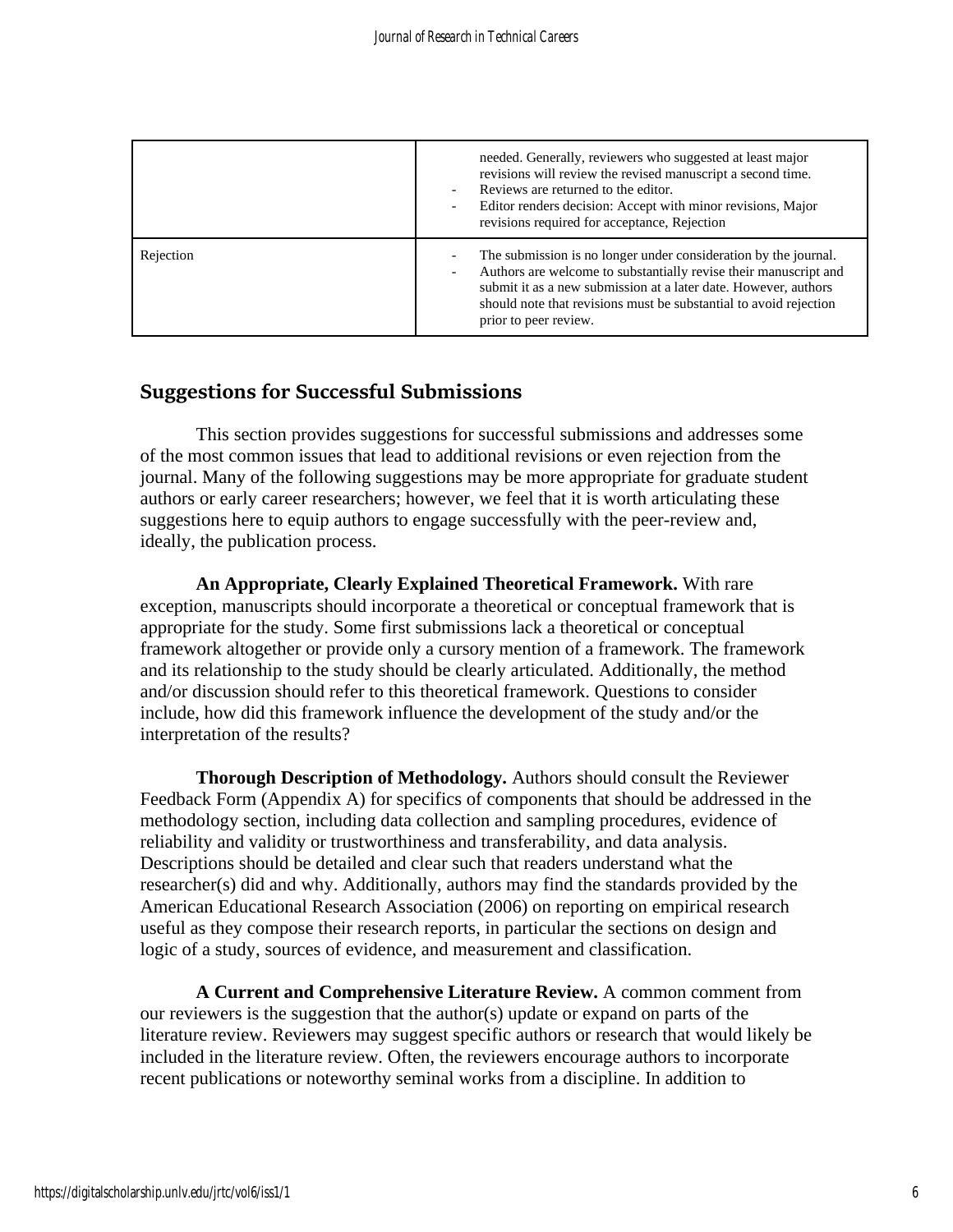| | |
|---|---|
| | needed. Generally, reviewers who suggested at least major revisions will review the revised manuscript a second time.<br>- Reviews are returned to the editor.<br>- Editor renders decision: Accept with minor revisions, Major revisions required for acceptance, Rejection |
| Rejection | - The submission is no longer under consideration by the journal.<br>- Authors are welcome to substantially revise their manuscript and submit it as a new submission at a later date. However, authors should note that revisions must be substantial to avoid rejection prior to peer review. |

## Suggestions for Successful Submissions

This section provides suggestions for successful submissions and addresses some of the most common issues that lead to additional revisions or even rejection from the journal. Many of the following suggestions may be more appropriate for graduate student authors or early career researchers; however, we feel that it is worth articulating these suggestions here to equip authors to engage successfully with the peer-review and, ideally, the publication process.

**An Appropriate, Clearly Explained Theoretical Framework.** With rare exception, manuscripts should incorporate a theoretical or conceptual framework that is appropriate for the study. Some first submissions lack a theoretical or conceptual framework altogether or provide only a cursory mention of a framework. The framework and its relationship to the study should be clearly articulated. Additionally, the method and/or discussion should refer to this theoretical framework. Questions to consider include, how did this framework influence the development of the study and/or the interpretation of the results?

**Thorough Description of Methodology.** Authors should consult the Reviewer Feedback Form (Appendix A) for specifics of components that should be addressed in the methodology section, including data collection and sampling procedures, evidence of reliability and validity or trustworthiness and transferability, and data analysis. Descriptions should be detailed and clear such that readers understand what the researcher(s) did and why. Additionally, authors may find the standards provided by the American Educational Research Association (2006) on reporting on empirical research useful as they compose their research reports, in particular the sections on design and logic of a study, sources of evidence, and measurement and classification.

**A Current and Comprehensive Literature Review.** A common comment from our reviewers is the suggestion that the author(s) update or expand on parts of the literature review. Reviewers may suggest specific authors or research that would likely be included in the literature review. Often, the reviewers encourage authors to incorporate recent publications or noteworthy seminal works from a discipline. In addition to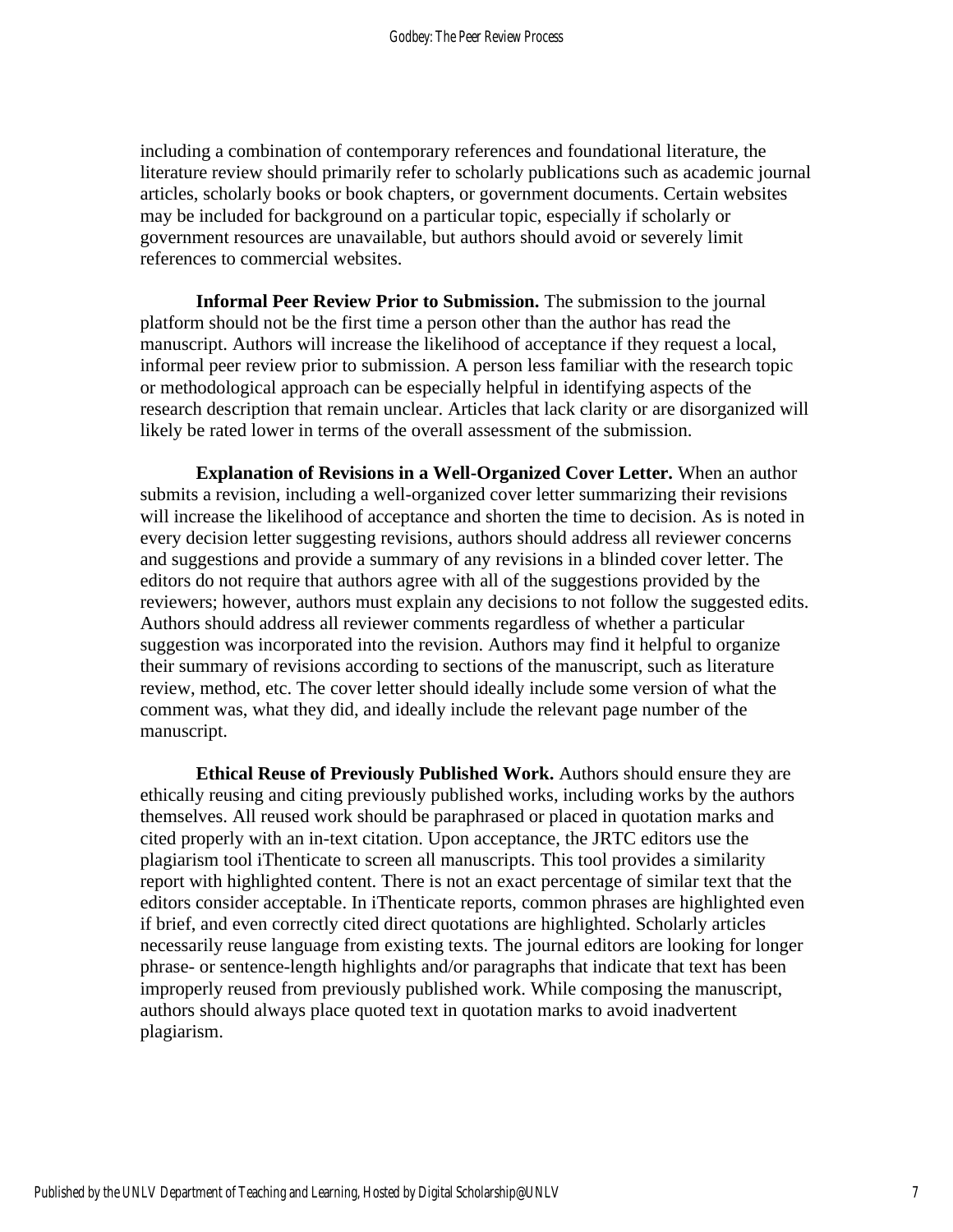including a combination of contemporary references and foundational literature, the literature review should primarily refer to scholarly publications such as academic journal articles, scholarly books or book chapters, or government documents. Certain websites may be included for background on a particular topic, especially if scholarly or government resources are unavailable, but authors should avoid or severely limit references to commercial websites.

**Informal Peer Review Prior to Submission.** The submission to the journal platform should not be the first time a person other than the author has read the manuscript. Authors will increase the likelihood of acceptance if they request a local, informal peer review prior to submission. A person less familiar with the research topic or methodological approach can be especially helpful in identifying aspects of the research description that remain unclear. Articles that lack clarity or are disorganized will likely be rated lower in terms of the overall assessment of the submission.

**Explanation of Revisions in a Well-Organized Cover Letter.** When an author submits a revision, including a well-organized cover letter summarizing their revisions will increase the likelihood of acceptance and shorten the time to decision. As is noted in every decision letter suggesting revisions, authors should address all reviewer concerns and suggestions and provide a summary of any revisions in a blinded cover letter. The editors do not require that authors agree with all of the suggestions provided by the reviewers; however, authors must explain any decisions to not follow the suggested edits. Authors should address all reviewer comments regardless of whether a particular suggestion was incorporated into the revision. Authors may find it helpful to organize their summary of revisions according to sections of the manuscript, such as literature review, method, etc. The cover letter should ideally include some version of what the comment was, what they did, and ideally include the relevant page number of the manuscript.

**Ethical Reuse of Previously Published Work.** Authors should ensure they are ethically reusing and citing previously published works, including works by the authors themselves. All reused work should be paraphrased or placed in quotation marks and cited properly with an in-text citation. Upon acceptance, the JRTC editors use the plagiarism tool iThenticate to screen all manuscripts. This tool provides a similarity report with highlighted content. There is not an exact percentage of similar text that the editors consider acceptable. In iThenticate reports, common phrases are highlighted even if brief, and even correctly cited direct quotations are highlighted. Scholarly articles necessarily reuse language from existing texts. The journal editors are looking for longer phrase- or sentence-length highlights and/or paragraphs that indicate that text has been improperly reused from previously published work. While composing the manuscript, authors should always place quoted text in quotation marks to avoid inadvertent plagiarism.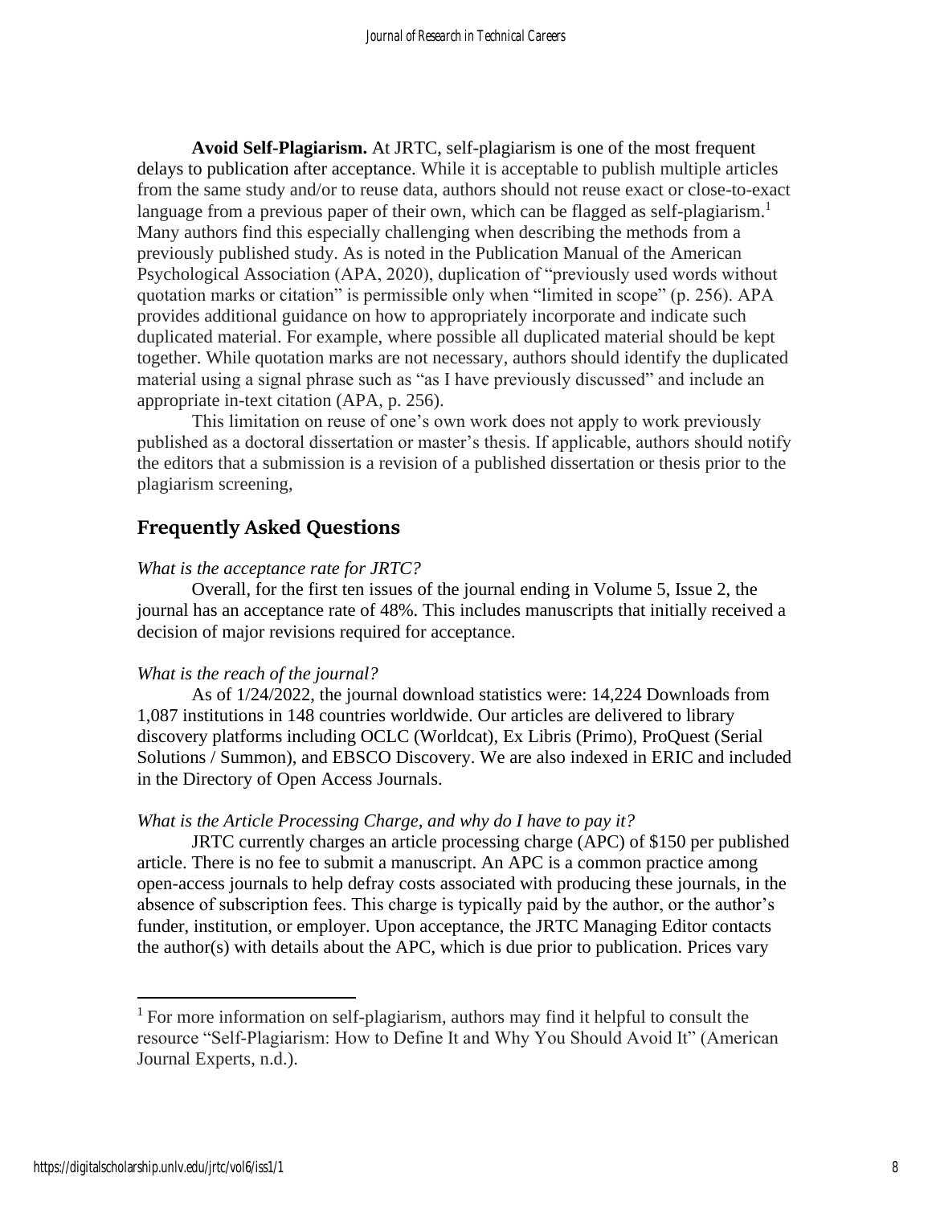**Avoid Self-Plagiarism.** At JRTC, self-plagiarism is one of the most frequent delays to publication after acceptance. While it is acceptable to publish multiple articles from the same study and/or to reuse data, authors should not reuse exact or close-to-exact language from a previous paper of their own, which can be flagged as self-plagiarism.[1] Many authors find this especially challenging when describing the methods from a previously published study. As is noted in the Publication Manual of the American Psychological Association (APA, 2020), duplication of "previously used words without quotation marks or citation" is permissible only when "limited in scope" (p. 256). APA provides additional guidance on how to appropriately incorporate and indicate such duplicated material. For example, where possible all duplicated material should be kept together. While quotation marks are not necessary, authors should identify the duplicated material using a signal phrase such as "as I have previously discussed" and include an appropriate in-text citation (APA, p. 256).

This limitation on reuse of one's own work does not apply to work previously published as a doctoral dissertation or master's thesis. If applicable, authors should notify the editors that a submission is a revision of a published dissertation or thesis prior to the plagiarism screening,

## Frequently Asked Questions

*What is the acceptance rate for JRTC?*

Overall, for the first ten issues of the journal ending in Volume 5, Issue 2, the journal has an acceptance rate of 48%. This includes manuscripts that initially received a decision of major revisions required for acceptance.

*What is the reach of the journal?*

As of 1/24/2022, the journal download statistics were: 14,224 Downloads from 1,087 institutions in 148 countries worldwide. Our articles are delivered to library discovery platforms including OCLC (Worldcat), Ex Libris (Primo), ProQuest (Serial Solutions / Summon), and EBSCO Discovery. We are also indexed in ERIC and included in the Directory of Open Access Journals.

*What is the Article Processing Charge, and why do I have to pay it?*

JRTC currently charges an article processing charge (APC) of $150 per published article. There is no fee to submit a manuscript. An APC is a common practice among open-access journals to help defray costs associated with producing these journals, in the absence of subscription fees. This charge is typically paid by the author, or the author's funder, institution, or employer. Upon acceptance, the JRTC Managing Editor contacts the author(s) with details about the APC, which is due prior to publication. Prices vary

[1] For more information on self-plagiarism, authors may find it helpful to consult the resource "Self-Plagiarism: How to Define It and Why You Should Avoid It" (American Journal Experts, n.d.).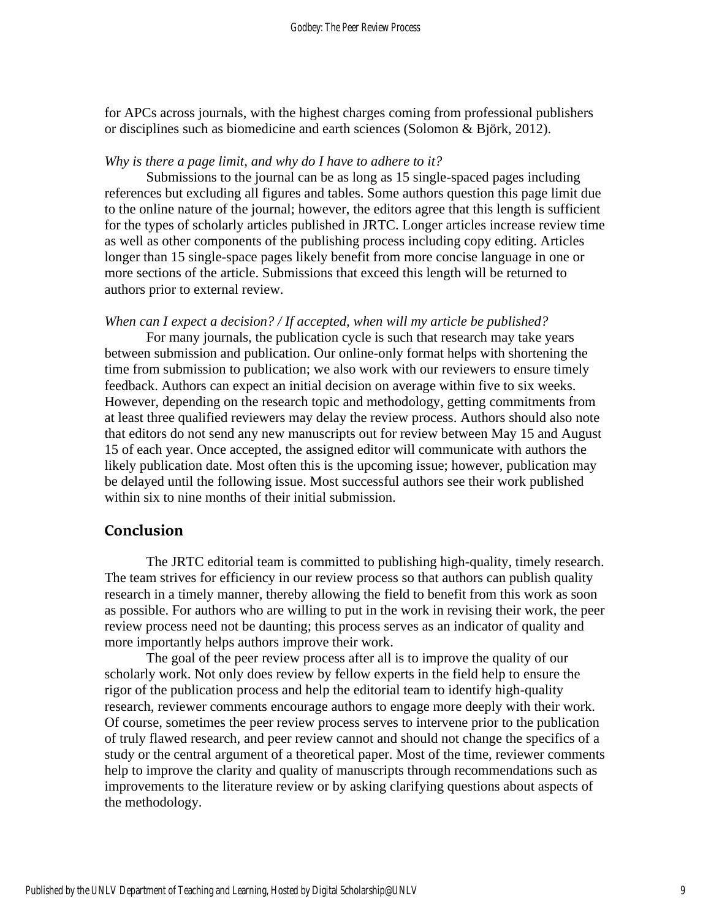for APCs across journals, with the highest charges coming from professional publishers or disciplines such as biomedicine and earth sciences (Solomon & Björk, 2012).

*Why is there a page limit, and why do I have to adhere to it?*

Submissions to the journal can be as long as 15 single-spaced pages including references but excluding all figures and tables. Some authors question this page limit due to the online nature of the journal; however, the editors agree that this length is sufficient for the types of scholarly articles published in JRTC. Longer articles increase review time as well as other components of the publishing process including copy editing. Articles longer than 15 single-space pages likely benefit from more concise language in one or more sections of the article. Submissions that exceed this length will be returned to authors prior to external review.

*When can I expect a decision? / If accepted, when will my article be published?*

For many journals, the publication cycle is such that research may take years between submission and publication. Our online-only format helps with shortening the time from submission to publication; we also work with our reviewers to ensure timely feedback. Authors can expect an initial decision on average within five to six weeks. However, depending on the research topic and methodology, getting commitments from at least three qualified reviewers may delay the review process. Authors should also note that editors do not send any new manuscripts out for review between May 15 and August 15 of each year. Once accepted, the assigned editor will communicate with authors the likely publication date. Most often this is the upcoming issue; however, publication may be delayed until the following issue. Most successful authors see their work published within six to nine months of their initial submission.

## Conclusion

The JRTC editorial team is committed to publishing high-quality, timely research. The team strives for efficiency in our review process so that authors can publish quality research in a timely manner, thereby allowing the field to benefit from this work as soon as possible. For authors who are willing to put in the work in revising their work, the peer review process need not be daunting; this process serves as an indicator of quality and more importantly helps authors improve their work.

The goal of the peer review process after all is to improve the quality of our scholarly work. Not only does review by fellow experts in the field help to ensure the rigor of the publication process and help the editorial team to identify high-quality research, reviewer comments encourage authors to engage more deeply with their work. Of course, sometimes the peer review process serves to intervene prior to the publication of truly flawed research, and peer review cannot and should not change the specifics of a study or the central argument of a theoretical paper. Most of the time, reviewer comments help to improve the clarity and quality of manuscripts through recommendations such as improvements to the literature review or by asking clarifying questions about aspects of the methodology.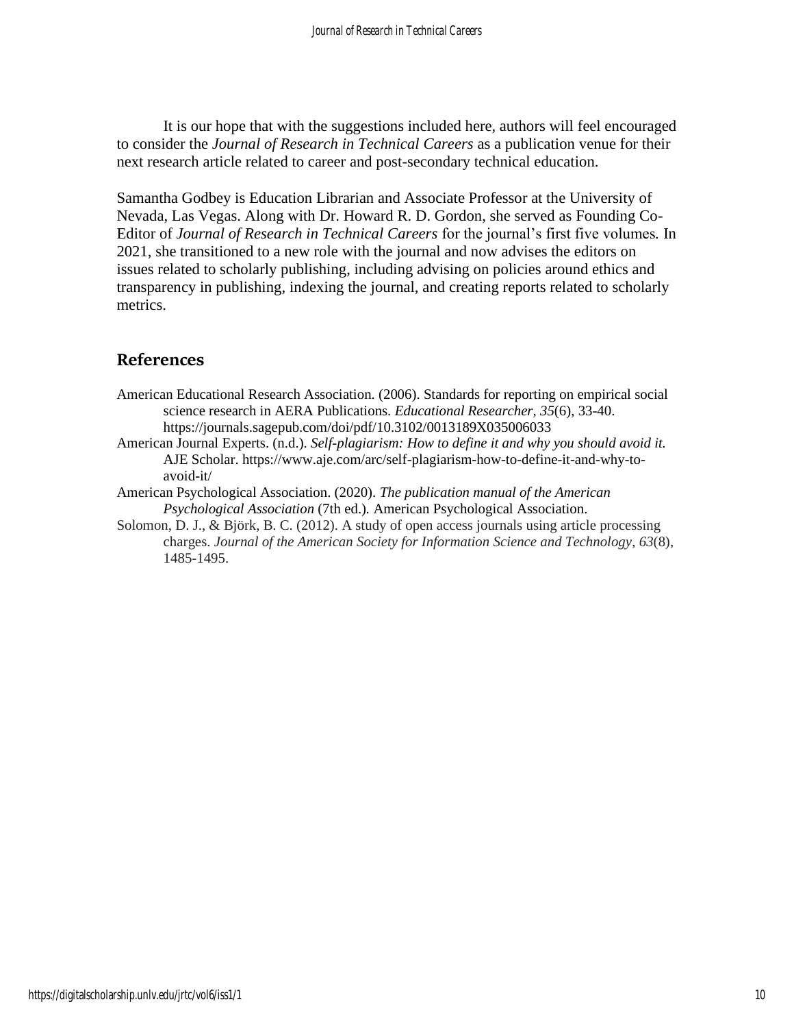It is our hope that with the suggestions included here, authors will feel encouraged to consider the *Journal of Research in Technical Careers* as a publication venue for their next research article related to career and post-secondary technical education.

Samantha Godbey is Education Librarian and Associate Professor at the University of Nevada, Las Vegas. Along with Dr. Howard R. D. Gordon, she served as Founding Co-Editor of *Journal of Research in Technical Careers* for the journal's first five volumes. In 2021, she transitioned to a new role with the journal and now advises the editors on issues related to scholarly publishing, including advising on policies around ethics and transparency in publishing, indexing the journal, and creating reports related to scholarly metrics.

## References

American Educational Research Association. (2006). Standards for reporting on empirical social science research in AERA Publications. *Educational Researcher, 35*(6), 33-40. https://journals.sagepub.com/doi/pdf/10.3102/0013189X035006033

American Journal Experts. (n.d.). *Self-plagiarism: How to define it and why you should avoid it.* AJE Scholar. https://www.aje.com/arc/self-plagiarism-how-to-define-it-and-why-to-avoid-it/

American Psychological Association. (2020). *The publication manual of the American Psychological Association* (7th ed.). American Psychological Association.

Solomon, D. J., & Björk, B. C. (2012). A study of open access journals using article processing charges. *Journal of the American Society for Information Science and Technology*, *63*(8), 1485-1495.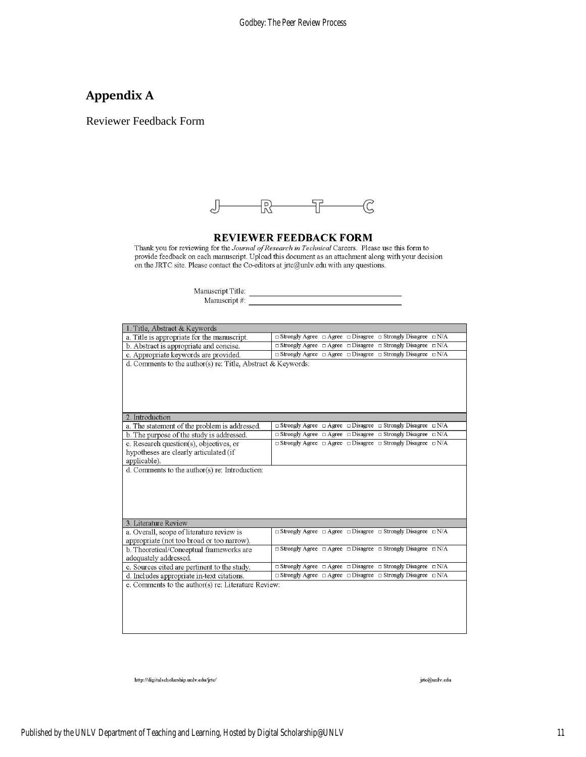## Appendix A

Reviewer Feedback Form

J—R—T—C

### REVIEWER FEEDBACK FORM

Thank you for reviewing for the *Journal of Research in Technical* Careers. Please use this form to provide feedback on each manuscript. Upload this document as an attachment along with your decision on the JRTC site. Please contact the Co-editors at jrtc@unlv.edu with any questions.

Manuscript Title: ____________________

Manuscript #: ____________________

| 1. Title, Abstract & Keywords | |
|---|---|
| a. Title is appropriate for the manuscript. | □ Strongly Agree □ Agree □ Disagree □ Strongly Disagree □ N/A |
| b. Abstract is appropriate and concise. | □ Strongly Agree □ Agree □ Disagree □ Strongly Disagree □ N/A |
| c. Appropriate keywords are provided. | □ Strongly Agree □ Agree □ Disagree □ Strongly Disagree □ N/A |
| d. Comments to the author(s) re: Title, Abstract & Keywords: | |
| **2. Introduction** | |
| a. The statement of the problem is addressed. | □ Strongly Agree □ Agree □ Disagree □ Strongly Disagree □ N/A |
| b. The purpose of the study is addressed. | □ Strongly Agree □ Agree □ Disagree □ Strongly Disagree □ N/A |
| c. Research question(s), objectives, or hypotheses are clearly articulated (if applicable). | □ Strongly Agree □ Agree □ Disagree □ Strongly Disagree □ N/A |
| d. Comments to the author(s) re: Introduction: | |
| **3. Literature Review** | |
| a. Overall, scope of literature review is appropriate (not too broad or too narrow). | □ Strongly Agree □ Agree □ Disagree □ Strongly Disagree □ N/A |
| b. Theoretical/Conceptual frameworks are adequately addressed. | □ Strongly Agree □ Agree □ Disagree □ Strongly Disagree □ N/A |
| c. Sources cited are pertinent to the study. | □ Strongly Agree □ Agree □ Disagree □ Strongly Disagree □ N/A |
| d. Includes appropriate in-text citations. | □ Strongly Agree □ Agree □ Disagree □ Strongly Disagree □ N/A |
| e. Comments to the author(s) re: Literature Review: | |

http://digitalscholarship.unlv.edu/jrtc/ jrtc@unlv.edu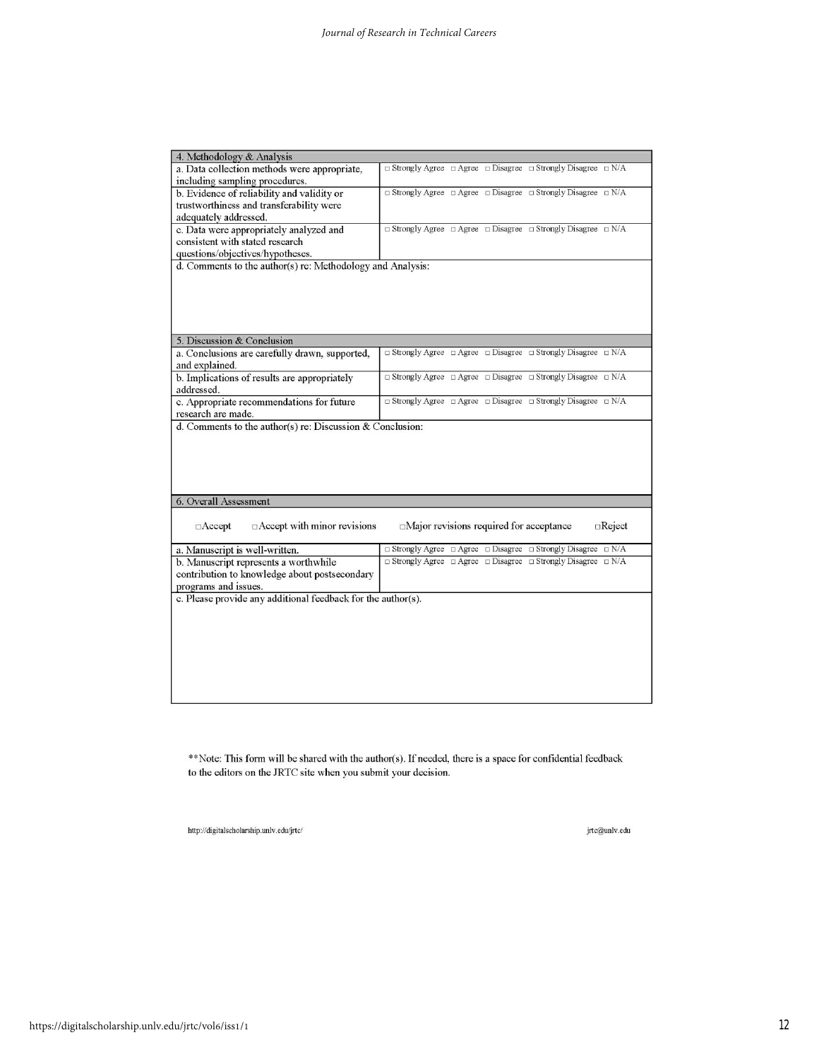| 4. Methodology & Analysis | |
| --- | --- |
| a. Data collection methods were appropriate, including sampling procedures. | □ Strongly Agree □ Agree □ Disagree □ Strongly Disagree □ N/A |
| b. Evidence of reliability and validity or trustworthiness and transferability were adequately addressed. | □ Strongly Agree □ Agree □ Disagree □ Strongly Disagree □ N/A |
| c. Data were appropriately analyzed and consistent with stated research questions/objectives/hypotheses. | □ Strongly Agree □ Agree □ Disagree □ Strongly Disagree □ N/A |
| d. Comments to the author(s) re: Methodology and Analysis: | |

| 5. Discussion & Conclusion | |
| --- | --- |
| a. Conclusions are carefully drawn, supported, and explained. | □ Strongly Agree □ Agree □ Disagree □ Strongly Disagree □ N/A |
| b. Implications of results are appropriately addressed. | □ Strongly Agree □ Agree □ Disagree □ Strongly Disagree □ N/A |
| c. Appropriate recommendations for future research are made. | □ Strongly Agree □ Agree □ Disagree □ Strongly Disagree □ N/A |
| d. Comments to the author(s) re: Discussion & Conclusion: | |

| 6. Overall Assessment | |
| --- | --- |
| □Accept □Accept with minor revisions □Major revisions required for acceptance □Reject | |
| a. Manuscript is well-written. | □ Strongly Agree □ Agree □ Disagree □ Strongly Disagree □ N/A |
| b. Manuscript represents a worthwhile contribution to knowledge about postsecondary programs and issues. | □ Strongly Agree □ Agree □ Disagree □ Strongly Disagree □ N/A |
| c. Please provide any additional feedback for the author(s). | |

**Note: This form will be shared with the author(s). If needed, there is a space for confidential feedback to the editors on the JRTC site when you submit your decision.

http://digitalscholarship.unlv.edu/jrtc/ jrtc@unlv.edu